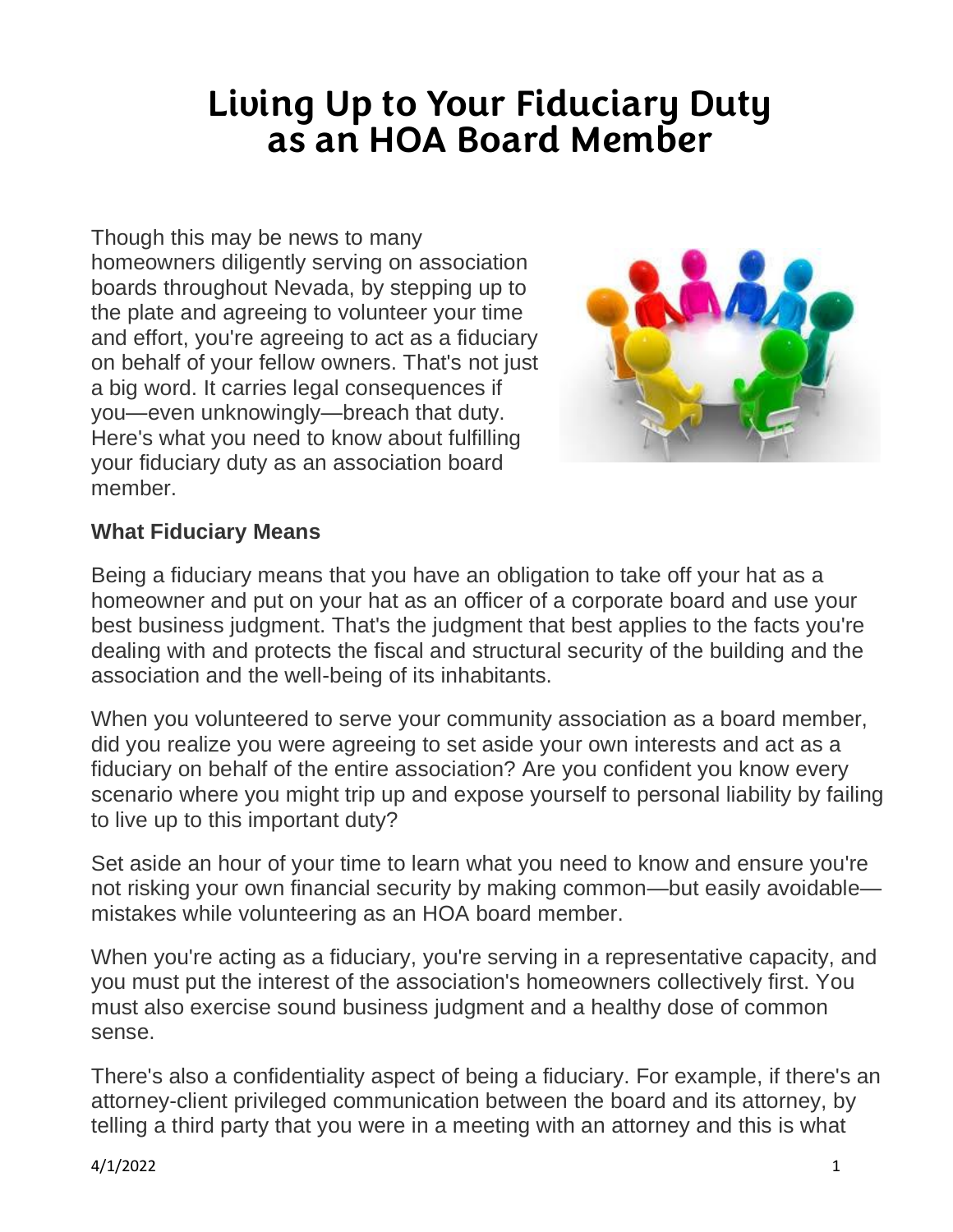# Living Up to Your Fiduciary Duty as an HOA Board Member

Though this may be news to many homeowners diligently serving on association boards throughout Nevada, by stepping up to the plate and agreeing to volunteer your time and effort, you're agreeing to act as a fiduciary on behalf of your fellow owners. That's not just a big word. It carries legal consequences if you—even unknowingly—breach that duty. Here's what you need to know about fulfilling your fiduciary duty as an association board member.

**What Fiduciary Means**

Being a fiduciary means that you have an obligation to take off your hat as a homeowner and put on your hat as an officer of a corporate board and use your best business judgment. That's the judgment that best applies to the facts you're dealing with and protects the fiscal and structural security of the building and the association and the well-being of its inhabitants.

When you volunteered to serve your community association as a board member, did you realize you were agreeing to set aside your own interests and act as a fiduciary on behalf of the entire association? Are you confident you know every scenario where you might trip up and expose yourself to personal liability by failing to live up to this important duty?

Set aside an hour of your time to learn what you need to know and ensure you're not risking your own financial security by making common—but easily avoidable—mistakes while volunteering as an HOA board member.

When you're acting as a fiduciary, you're serving in a representative capacity, and you must put the interest of the association's homeowners collectively first. You must also exercise sound business judgment and a healthy dose of common sense.

There's also a confidentiality aspect of being a fiduciary. For example, if there's an attorney-client privileged communication between the board and its attorney, by telling a third party that you were in a meeting with an attorney and this is what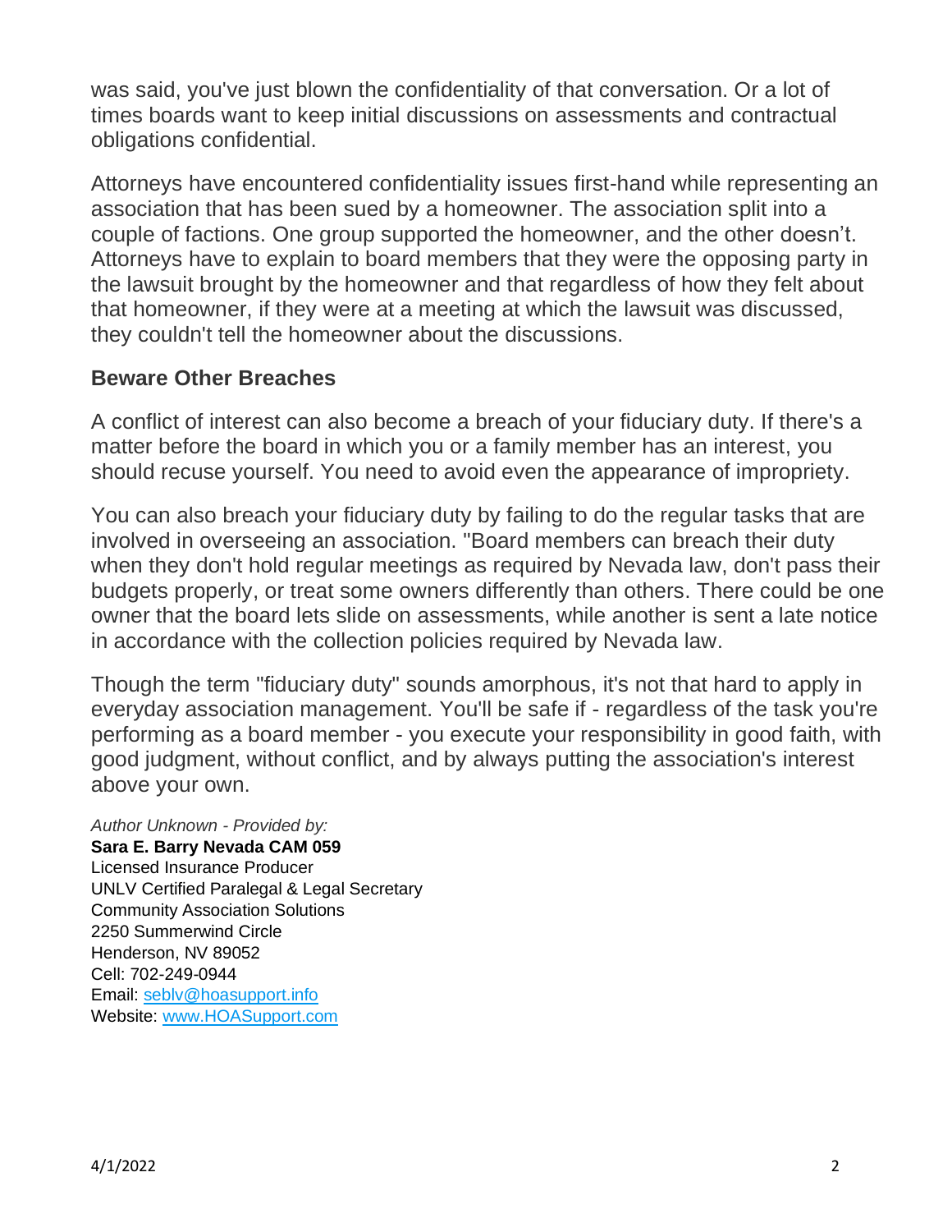was said, you've just blown the confidentiality of that conversation. Or a lot of times boards want to keep initial discussions on assessments and contractual obligations confidential.

Attorneys have encountered confidentiality issues first-hand while representing an association that has been sued by a homeowner. The association split into a couple of factions. One group supported the homeowner, and the other doesn't. Attorneys have to explain to board members that they were the opposing party in the lawsuit brought by the homeowner and that regardless of how they felt about that homeowner, if they were at a meeting at which the lawsuit was discussed, they couldn't tell the homeowner about the discussions.

### Beware Other Breaches

A conflict of interest can also become a breach of your fiduciary duty. If there's a matter before the board in which you or a family member has an interest, you should recuse yourself. You need to avoid even the appearance of impropriety.

You can also breach your fiduciary duty by failing to do the regular tasks that are involved in overseeing an association. "Board members can breach their duty when they don't hold regular meetings as required by Nevada law, don't pass their budgets properly, or treat some owners differently than others. There could be one owner that the board lets slide on assessments, while another is sent a late notice in accordance with the collection policies required by Nevada law.

Though the term "fiduciary duty" sounds amorphous, it's not that hard to apply in everyday association management. You'll be safe if - regardless of the task you're performing as a board member - you execute your responsibility in good faith, with good judgment, without conflict, and by always putting the association's interest above your own.

*Author Unknown - Provided by:*
**Sara E. Barry Nevada CAM 059**
Licensed Insurance Producer
UNLV Certified Paralegal & Legal Secretary
Community Association Solutions
2250 Summerwind Circle
Henderson, NV 89052
Cell: 702-249-0944
Email: seblv@hoasupport.info
Website: www.HOASupport.com